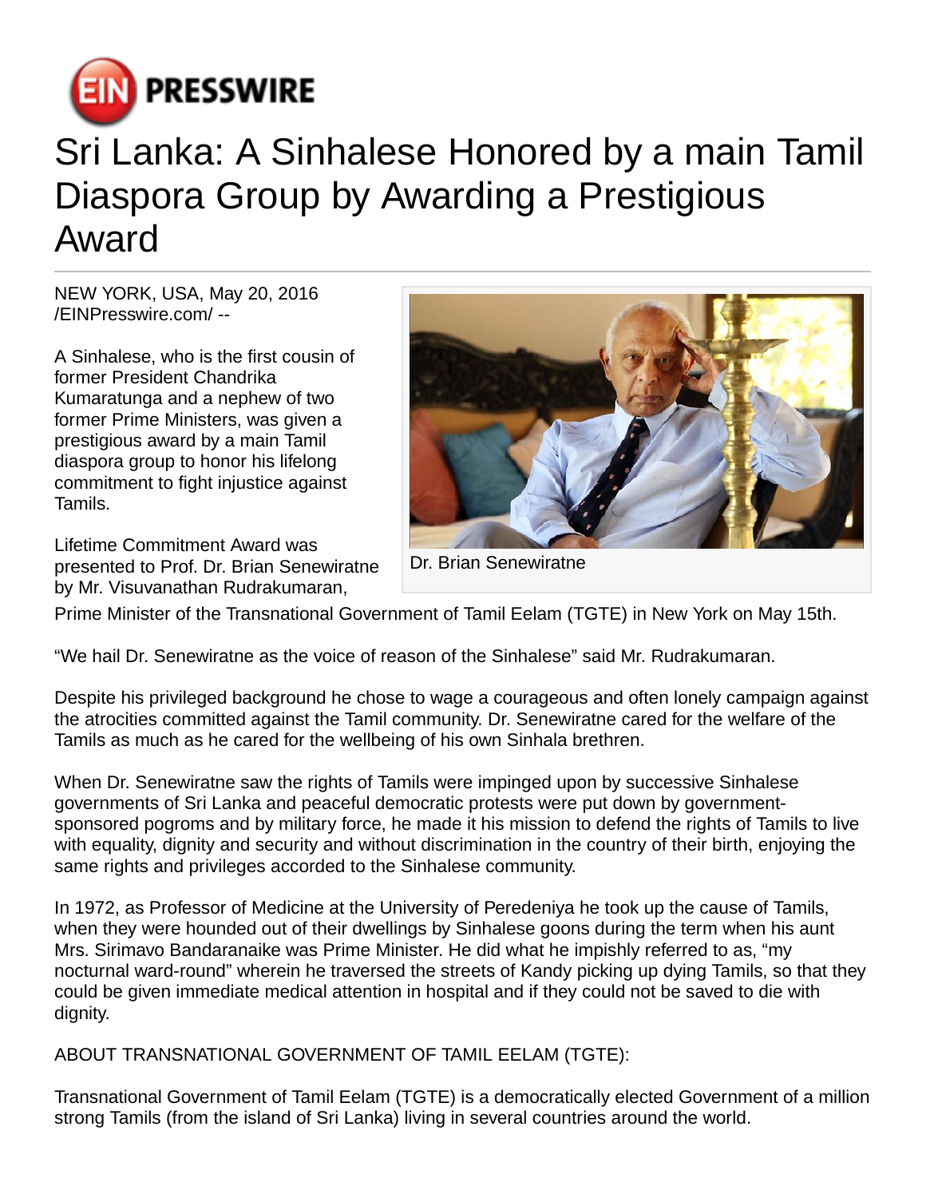# Sri Lanka: A Sinhalese Honored by a main Tamil Diaspora Group by Awarding a Prestigious Award

NEW YORK, USA, May 20, 2016 /EINPresswire.com/ --

A Sinhalese, who is the first cousin of former President Chandrika Kumaratunga and a nephew of two former Prime Ministers, was given a prestigious award by a main Tamil diaspora group to honor his lifelong commitment to fight injustice against Tamils.

Dr. Brian Senewiratne

Lifetime Commitment Award was presented to Prof. Dr. Brian Senewiratne by Mr. Visuvanathan Rudrakumaran, Prime Minister of the Transnational Government of Tamil Eelam (TGTE) in New York on May 15th.

“We hail Dr. Senewiratne as the voice of reason of the Sinhalese” said Mr. Rudrakumaran.

Despite his privileged background he chose to wage a courageous and often lonely campaign against the atrocities committed against the Tamil community. Dr. Senewiratne cared for the welfare of the Tamils as much as he cared for the wellbeing of his own Sinhala brethren.

When Dr. Senewiratne saw the rights of Tamils were impinged upon by successive Sinhalese governments of Sri Lanka and peaceful democratic protests were put down by government-sponsored pogroms and by military force, he made it his mission to defend the rights of Tamils to live with equality, dignity and security and without discrimination in the country of their birth, enjoying the same rights and privileges accorded to the Sinhalese community.

In 1972, as Professor of Medicine at the University of Peredeniya he took up the cause of Tamils, when they were hounded out of their dwellings by Sinhalese goons during the term when his aunt Mrs. Sirimavo Bandaranaike was Prime Minister. He did what he impishly referred to as, “my nocturnal ward-round” wherein he traversed the streets of Kandy picking up dying Tamils, so that they could be given immediate medical attention in hospital and if they could not be saved to die with dignity.

ABOUT TRANSNATIONAL GOVERNMENT OF TAMIL EELAM (TGTE):

Transnational Government of Tamil Eelam (TGTE) is a democratically elected Government of a million strong Tamils (from the island of Sri Lanka) living in several countries around the world.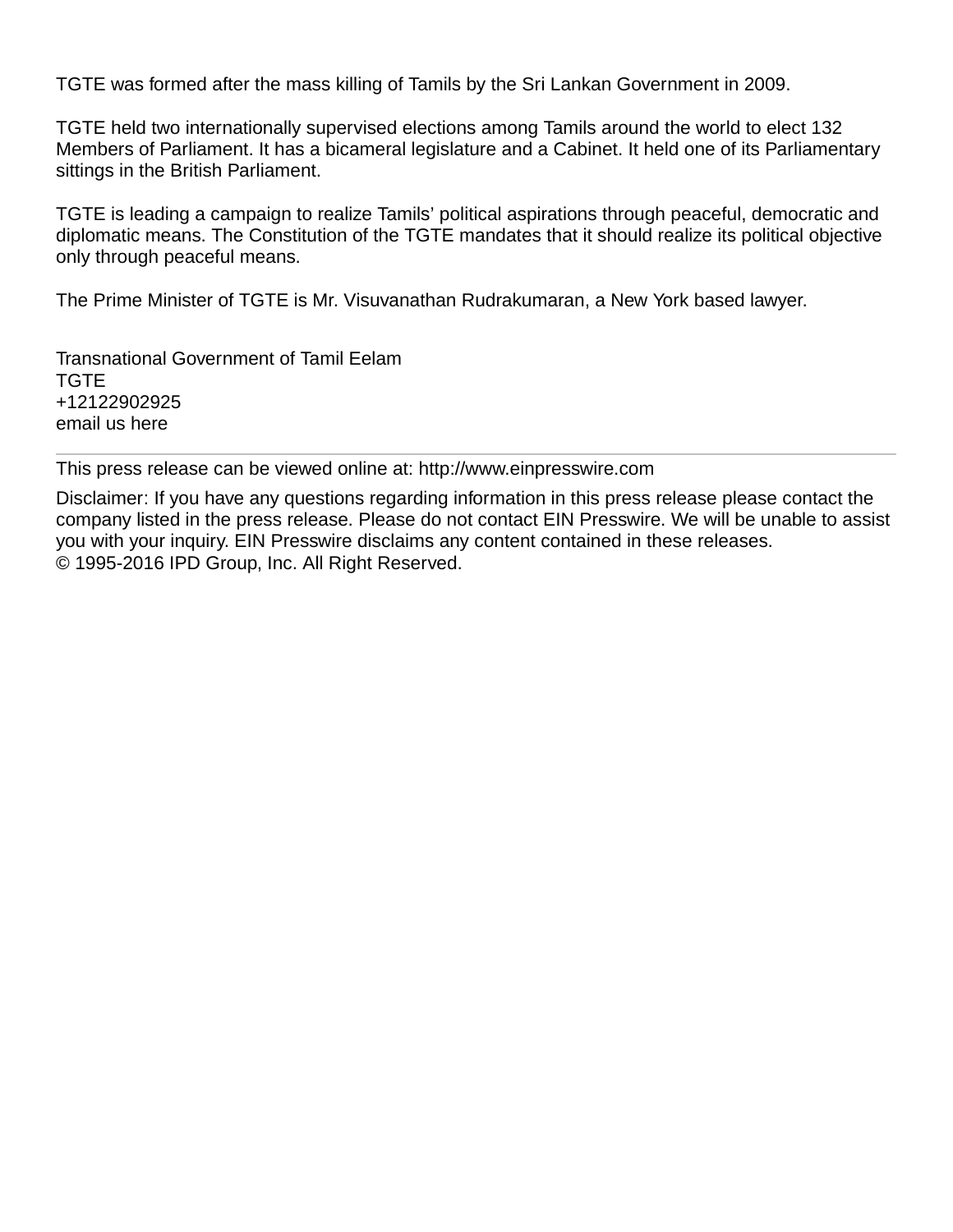TGTE was formed after the mass killing of Tamils by the Sri Lankan Government in 2009.

TGTE held two internationally supervised elections among Tamils around the world to elect 132 Members of Parliament. It has a bicameral legislature and a Cabinet. It held one of its Parliamentary sittings in the British Parliament.

TGTE is leading a campaign to realize Tamils' political aspirations through peaceful, democratic and diplomatic means. The Constitution of the TGTE mandates that it should realize its political objective only through peaceful means.

The Prime Minister of TGTE is Mr. Visuvanathan Rudrakumaran, a New York based lawyer.

Transnational Government of Tamil Eelam
TGTE
+12122902925
email us here

---

This press release can be viewed online at: http://www.einpresswire.com

Disclaimer: If you have any questions regarding information in this press release please contact the company listed in the press release. Please do not contact EIN Presswire. We will be unable to assist you with your inquiry. EIN Presswire disclaims any content contained in these releases.
© 1995-2016 IPD Group, Inc. All Right Reserved.